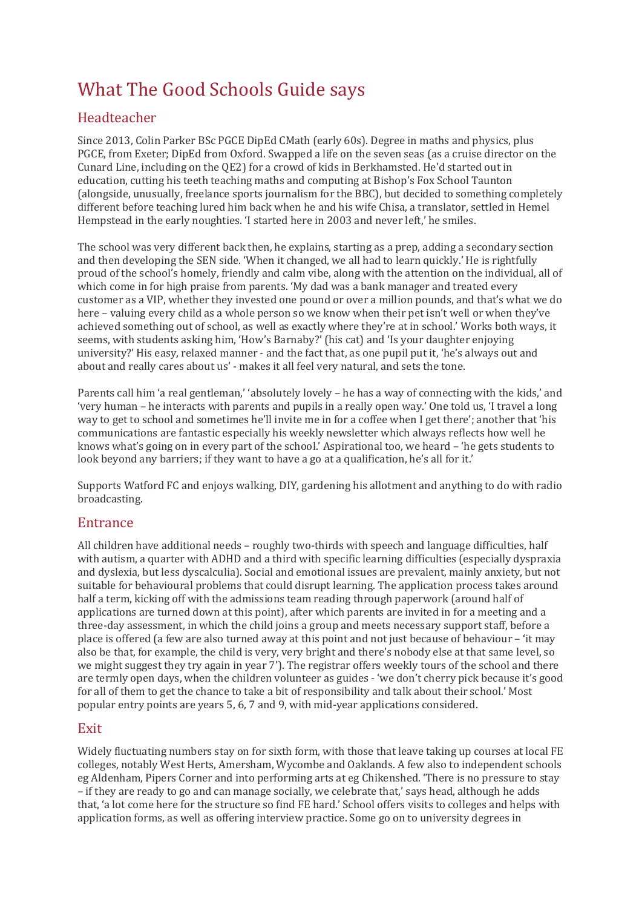# What The Good Schools Guide says

## Headteacher

Since 2013, Colin Parker BSc PGCE DipEd CMath (early 60s). Degree in maths and physics, plus PGCE, from Exeter; DipEd from Oxford. Swapped a life on the seven seas (as a cruise director on the Cunard Line, including on the QE2) for a crowd of kids in Berkhamsted. He'd started out in education, cutting his teeth teaching maths and computing at Bishop's Fox School Taunton (alongside, unusually, freelance sports journalism for the BBC), but decided to something completely different before teaching lured him back when he and his wife Chisa, a translator, settled in Hemel Hempstead in the early noughties. 'I started here in 2003 and never left,' he smiles.

The school was very different back then, he explains, starting as a prep, adding a secondary section and then developing the SEN side. 'When it changed, we all had to learn quickly.' He is rightfully proud of the school's homely, friendly and calm vibe, along with the attention on the individual, all of which come in for high praise from parents. 'My dad was a bank manager and treated every customer as a VIP, whether they invested one pound or over a million pounds, and that's what we do here – valuing every child as a whole person so we know when their pet isn't well or when they've achieved something out of school, as well as exactly where they're at in school.' Works both ways, it seems, with students asking him, 'How's Barnaby?' (his cat) and 'Is your daughter enjoying university?' His easy, relaxed manner - and the fact that, as one pupil put it, 'he's always out and about and really cares about us' - makes it all feel very natural, and sets the tone.

Parents call him 'a real gentleman,' 'absolutely lovely – he has a way of connecting with the kids,' and 'very human – he interacts with parents and pupils in a really open way.' One told us, 'I travel a long way to get to school and sometimes he'll invite me in for a coffee when I get there'; another that 'his communications are fantastic especially his weekly newsletter which always reflects how well he knows what's going on in every part of the school.' Aspirational too, we heard – 'he gets students to look beyond any barriers; if they want to have a go at a qualification, he's all for it.'

Supports Watford FC and enjoys walking, DIY, gardening his allotment and anything to do with radio broadcasting.

## Entrance

All children have additional needs – roughly two-thirds with speech and language difficulties, half with autism, a quarter with ADHD and a third with specific learning difficulties (especially dyspraxia and dyslexia, but less dyscalculia). Social and emotional issues are prevalent, mainly anxiety, but not suitable for behavioural problems that could disrupt learning. The application process takes around half a term, kicking off with the admissions team reading through paperwork (around half of applications are turned down at this point), after which parents are invited in for a meeting and a three-day assessment, in which the child joins a group and meets necessary support staff, before a place is offered (a few are also turned away at this point and not just because of behaviour – 'it may also be that, for example, the child is very, very bright and there's nobody else at that same level, so we might suggest they try again in year 7'). The registrar offers weekly tours of the school and there are termly open days, when the children volunteer as guides - 'we don't cherry pick because it's good for all of them to get the chance to take a bit of responsibility and talk about their school.' Most popular entry points are years 5, 6, 7 and 9, with mid-year applications considered.

## Exit

Widely fluctuating numbers stay on for sixth form, with those that leave taking up courses at local FE colleges, notably West Herts, Amersham, Wycombe and Oaklands. A few also to independent schools eg Aldenham, Pipers Corner and into performing arts at eg Chikenshed. 'There is no pressure to stay – if they are ready to go and can manage socially, we celebrate that,' says head, although he adds that, 'a lot come here for the structure so find FE hard.' School offers visits to colleges and helps with application forms, as well as offering interview practice. Some go on to university degrees in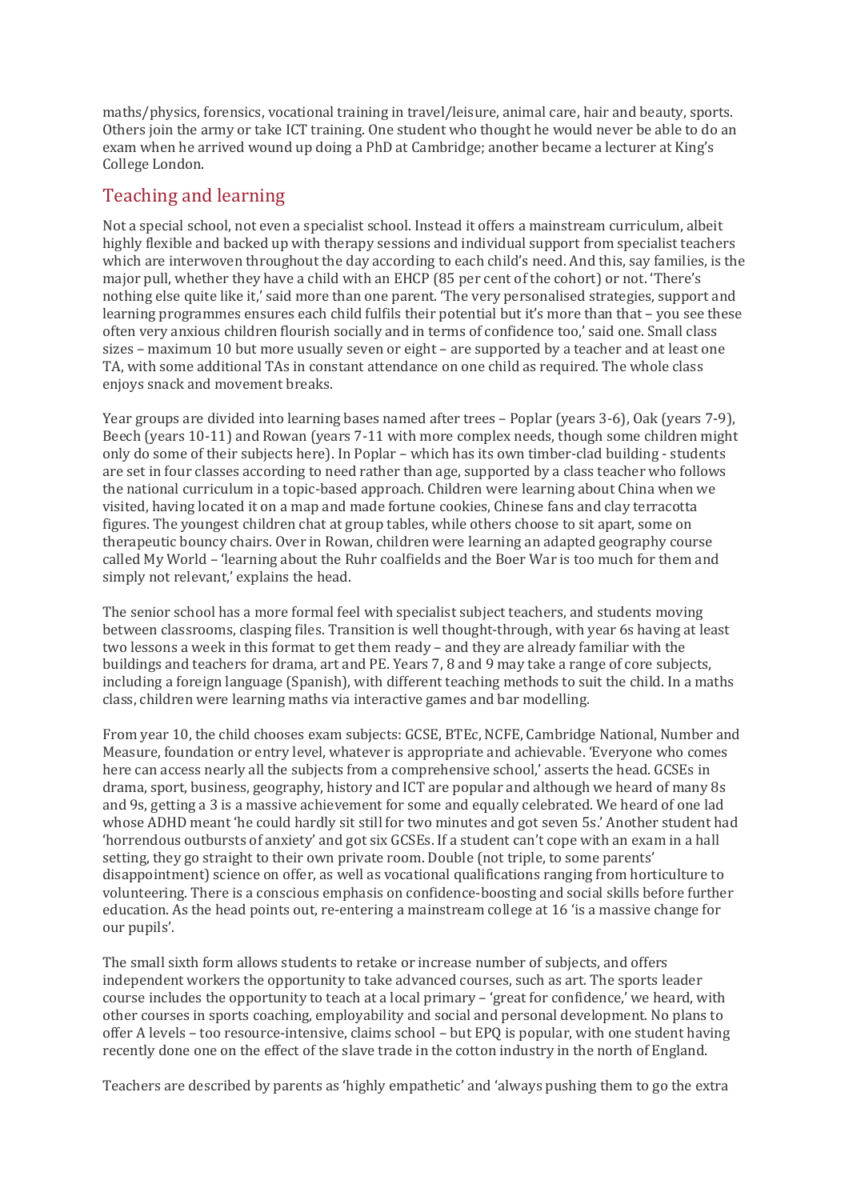maths/physics, forensics, vocational training in travel/leisure, animal care, hair and beauty, sports. Others join the army or take ICT training. One student who thought he would never be able to do an exam when he arrived wound up doing a PhD at Cambridge; another became a lecturer at King's College London.

## Teaching and learning

Not a special school, not even a specialist school. Instead it offers a mainstream curriculum, albeit highly flexible and backed up with therapy sessions and individual support from specialist teachers which are interwoven throughout the day according to each child's need. And this, say families, is the major pull, whether they have a child with an EHCP (85 per cent of the cohort) or not. 'There's nothing else quite like it,' said more than one parent. 'The very personalised strategies, support and learning programmes ensures each child fulfils their potential but it's more than that – you see these often very anxious children flourish socially and in terms of confidence too,' said one. Small class sizes – maximum 10 but more usually seven or eight – are supported by a teacher and at least one TA, with some additional TAs in constant attendance on one child as required. The whole class enjoys snack and movement breaks.

Year groups are divided into learning bases named after trees – Poplar (years 3-6), Oak (years 7-9), Beech (years 10-11) and Rowan (years 7-11 with more complex needs, though some children might only do some of their subjects here). In Poplar – which has its own timber-clad building - students are set in four classes according to need rather than age, supported by a class teacher who follows the national curriculum in a topic-based approach. Children were learning about China when we visited, having located it on a map and made fortune cookies, Chinese fans and clay terracotta figures. The youngest children chat at group tables, while others choose to sit apart, some on therapeutic bouncy chairs. Over in Rowan, children were learning an adapted geography course called My World – 'learning about the Ruhr coalfields and the Boer War is too much for them and simply not relevant,' explains the head.

The senior school has a more formal feel with specialist subject teachers, and students moving between classrooms, clasping files. Transition is well thought-through, with year 6s having at least two lessons a week in this format to get them ready – and they are already familiar with the buildings and teachers for drama, art and PE. Years 7, 8 and 9 may take a range of core subjects, including a foreign language (Spanish), with different teaching methods to suit the child. In a maths class, children were learning maths via interactive games and bar modelling.

From year 10, the child chooses exam subjects: GCSE, BTEc, NCFE, Cambridge National, Number and Measure, foundation or entry level, whatever is appropriate and achievable. 'Everyone who comes here can access nearly all the subjects from a comprehensive school,' asserts the head. GCSEs in drama, sport, business, geography, history and ICT are popular and although we heard of many 8s and 9s, getting a 3 is a massive achievement for some and equally celebrated. We heard of one lad whose ADHD meant 'he could hardly sit still for two minutes and got seven 5s.' Another student had 'horrendous outbursts of anxiety' and got six GCSEs. If a student can't cope with an exam in a hall setting, they go straight to their own private room. Double (not triple, to some parents' disappointment) science on offer, as well as vocational qualifications ranging from horticulture to volunteering. There is a conscious emphasis on confidence-boosting and social skills before further education. As the head points out, re-entering a mainstream college at 16 'is a massive change for our pupils'.

The small sixth form allows students to retake or increase number of subjects, and offers independent workers the opportunity to take advanced courses, such as art. The sports leader course includes the opportunity to teach at a local primary – 'great for confidence,' we heard, with other courses in sports coaching, employability and social and personal development. No plans to offer A levels – too resource-intensive, claims school – but EPQ is popular, with one student having recently done one on the effect of the slave trade in the cotton industry in the north of England.

Teachers are described by parents as 'highly empathetic' and 'always pushing them to go the extra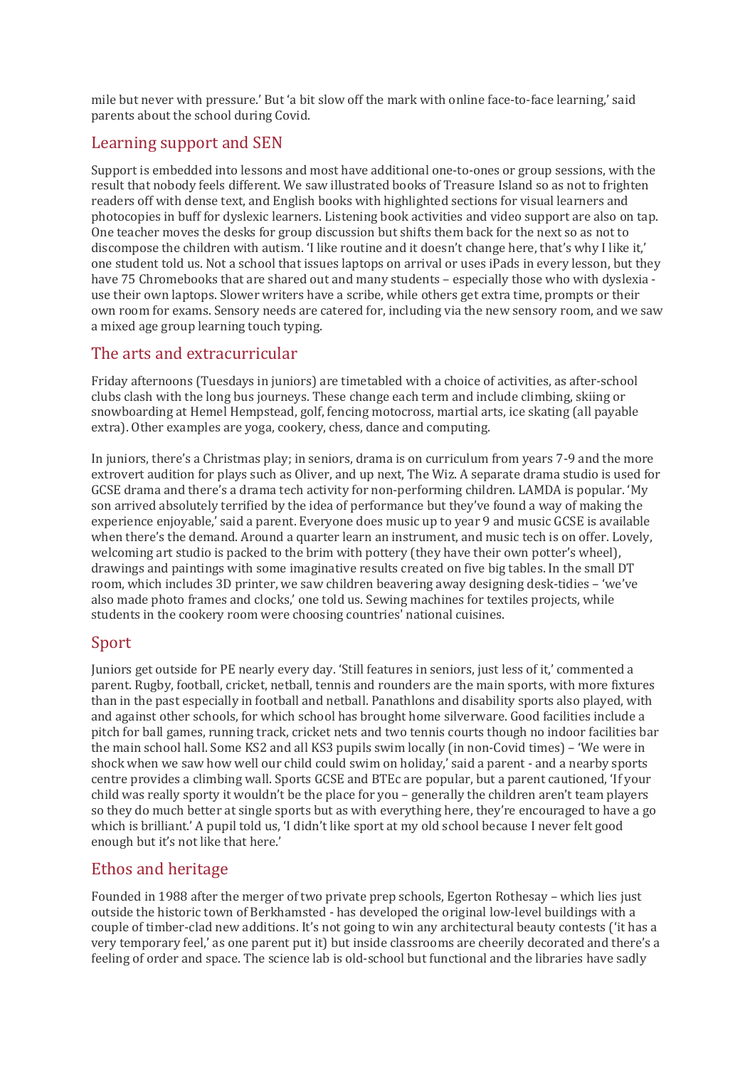mile but never with pressure.' But 'a bit slow off the mark with online face-to-face learning,' said parents about the school during Covid.

## Learning support and SEN

Support is embedded into lessons and most have additional one-to-ones or group sessions, with the result that nobody feels different. We saw illustrated books of Treasure Island so as not to frighten readers off with dense text, and English books with highlighted sections for visual learners and photocopies in buff for dyslexic learners. Listening book activities and video support are also on tap. One teacher moves the desks for group discussion but shifts them back for the next so as not to discompose the children with autism. 'I like routine and it doesn't change here, that's why I like it,' one student told us. Not a school that issues laptops on arrival or uses iPads in every lesson, but they have 75 Chromebooks that are shared out and many students – especially those who with dyslexia - use their own laptops. Slower writers have a scribe, while others get extra time, prompts or their own room for exams. Sensory needs are catered for, including via the new sensory room, and we saw a mixed age group learning touch typing.

## The arts and extracurricular

Friday afternoons (Tuesdays in juniors) are timetabled with a choice of activities, as after-school clubs clash with the long bus journeys. These change each term and include climbing, skiing or snowboarding at Hemel Hempstead, golf, fencing motocross, martial arts, ice skating (all payable extra). Other examples are yoga, cookery, chess, dance and computing.

In juniors, there's a Christmas play; in seniors, drama is on curriculum from years 7-9 and the more extrovert audition for plays such as Oliver, and up next, The Wiz. A separate drama studio is used for GCSE drama and there's a drama tech activity for non-performing children. LAMDA is popular. 'My son arrived absolutely terrified by the idea of performance but they've found a way of making the experience enjoyable,' said a parent. Everyone does music up to year 9 and music GCSE is available when there's the demand. Around a quarter learn an instrument, and music tech is on offer. Lovely, welcoming art studio is packed to the brim with pottery (they have their own potter's wheel), drawings and paintings with some imaginative results created on five big tables. In the small DT room, which includes 3D printer, we saw children beavering away designing desk-tidies – 'we've also made photo frames and clocks,' one told us. Sewing machines for textiles projects, while students in the cookery room were choosing countries' national cuisines.

## Sport

Juniors get outside for PE nearly every day. 'Still features in seniors, just less of it,' commented a parent. Rugby, football, cricket, netball, tennis and rounders are the main sports, with more fixtures than in the past especially in football and netball. Panathlons and disability sports also played, with and against other schools, for which school has brought home silverware. Good facilities include a pitch for ball games, running track, cricket nets and two tennis courts though no indoor facilities bar the main school hall. Some KS2 and all KS3 pupils swim locally (in non-Covid times) – 'We were in shock when we saw how well our child could swim on holiday,' said a parent - and a nearby sports centre provides a climbing wall. Sports GCSE and BTEc are popular, but a parent cautioned, 'If your child was really sporty it wouldn't be the place for you – generally the children aren't team players so they do much better at single sports but as with everything here, they're encouraged to have a go which is brilliant.' A pupil told us, 'I didn't like sport at my old school because I never felt good enough but it's not like that here.'

## Ethos and heritage

Founded in 1988 after the merger of two private prep schools, Egerton Rothesay – which lies just outside the historic town of Berkhamsted - has developed the original low-level buildings with a couple of timber-clad new additions. It's not going to win any architectural beauty contests ('it has a very temporary feel,' as one parent put it) but inside classrooms are cheerily decorated and there's a feeling of order and space. The science lab is old-school but functional and the libraries have sadly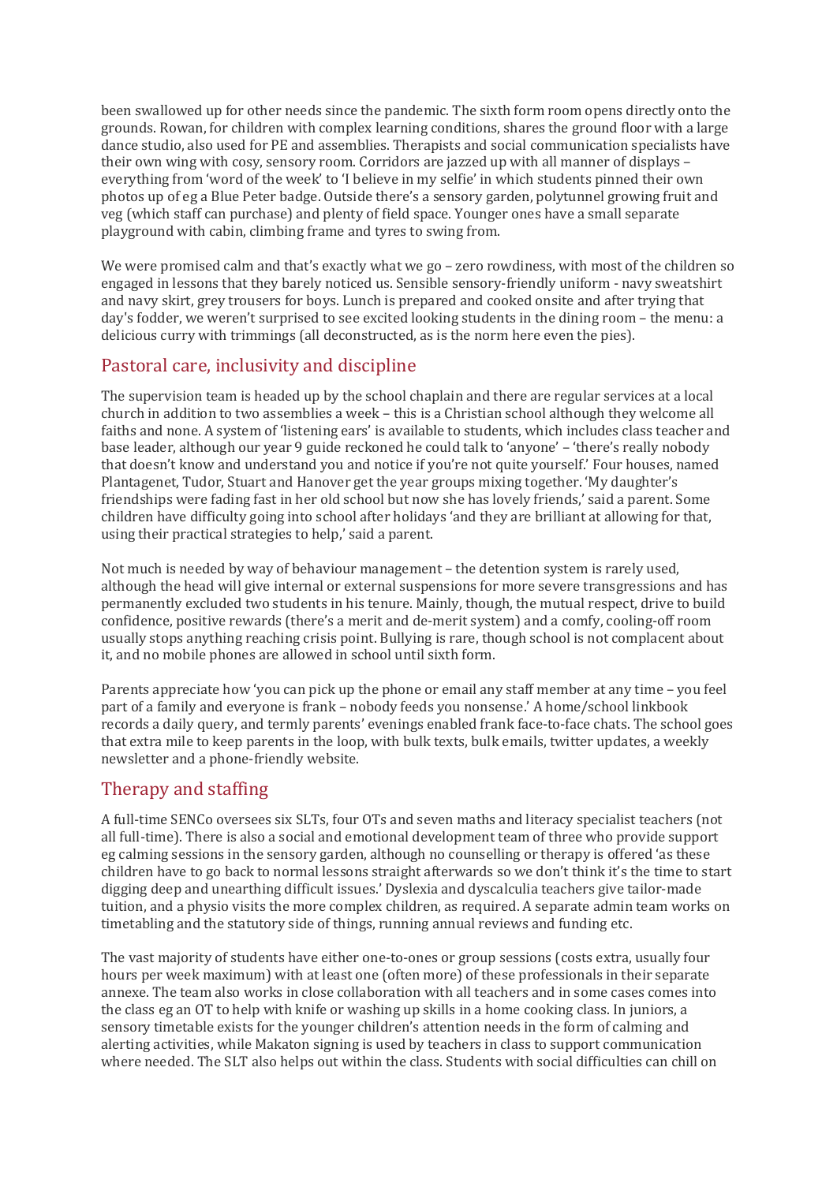been swallowed up for other needs since the pandemic. The sixth form room opens directly onto the grounds. Rowan, for children with complex learning conditions, shares the ground floor with a large dance studio, also used for PE and assemblies. Therapists and social communication specialists have their own wing with cosy, sensory room. Corridors are jazzed up with all manner of displays – everything from 'word of the week' to 'I believe in my selfie' in which students pinned their own photos up of eg a Blue Peter badge. Outside there's a sensory garden, polytunnel growing fruit and veg (which staff can purchase) and plenty of field space. Younger ones have a small separate playground with cabin, climbing frame and tyres to swing from.

We were promised calm and that's exactly what we go – zero rowdiness, with most of the children so engaged in lessons that they barely noticed us. Sensible sensory-friendly uniform - navy sweatshirt and navy skirt, grey trousers for boys. Lunch is prepared and cooked onsite and after trying that day's fodder, we weren't surprised to see excited looking students in the dining room – the menu: a delicious curry with trimmings (all deconstructed, as is the norm here even the pies).

## Pastoral care, inclusivity and discipline

The supervision team is headed up by the school chaplain and there are regular services at a local church in addition to two assemblies a week – this is a Christian school although they welcome all faiths and none. A system of 'listening ears' is available to students, which includes class teacher and base leader, although our year 9 guide reckoned he could talk to 'anyone' – 'there's really nobody that doesn't know and understand you and notice if you're not quite yourself.' Four houses, named Plantagenet, Tudor, Stuart and Hanover get the year groups mixing together. 'My daughter's friendships were fading fast in her old school but now she has lovely friends,' said a parent. Some children have difficulty going into school after holidays 'and they are brilliant at allowing for that, using their practical strategies to help,' said a parent.

Not much is needed by way of behaviour management – the detention system is rarely used, although the head will give internal or external suspensions for more severe transgressions and has permanently excluded two students in his tenure. Mainly, though, the mutual respect, drive to build confidence, positive rewards (there's a merit and de-merit system) and a comfy, cooling-off room usually stops anything reaching crisis point. Bullying is rare, though school is not complacent about it, and no mobile phones are allowed in school until sixth form.

Parents appreciate how 'you can pick up the phone or email any staff member at any time – you feel part of a family and everyone is frank – nobody feeds you nonsense.' A home/school linkbook records a daily query, and termly parents' evenings enabled frank face-to-face chats. The school goes that extra mile to keep parents in the loop, with bulk texts, bulk emails, twitter updates, a weekly newsletter and a phone-friendly website.

## Therapy and staffing

A full-time SENCo oversees six SLTs, four OTs and seven maths and literacy specialist teachers (not all full-time). There is also a social and emotional development team of three who provide support eg calming sessions in the sensory garden, although no counselling or therapy is offered 'as these children have to go back to normal lessons straight afterwards so we don't think it's the time to start digging deep and unearthing difficult issues.' Dyslexia and dyscalculia teachers give tailor-made tuition, and a physio visits the more complex children, as required. A separate admin team works on timetabling and the statutory side of things, running annual reviews and funding etc.

The vast majority of students have either one-to-ones or group sessions (costs extra, usually four hours per week maximum) with at least one (often more) of these professionals in their separate annexe. The team also works in close collaboration with all teachers and in some cases comes into the class eg an OT to help with knife or washing up skills in a home cooking class. In juniors, a sensory timetable exists for the younger children's attention needs in the form of calming and alerting activities, while Makaton signing is used by teachers in class to support communication where needed. The SLT also helps out within the class. Students with social difficulties can chill on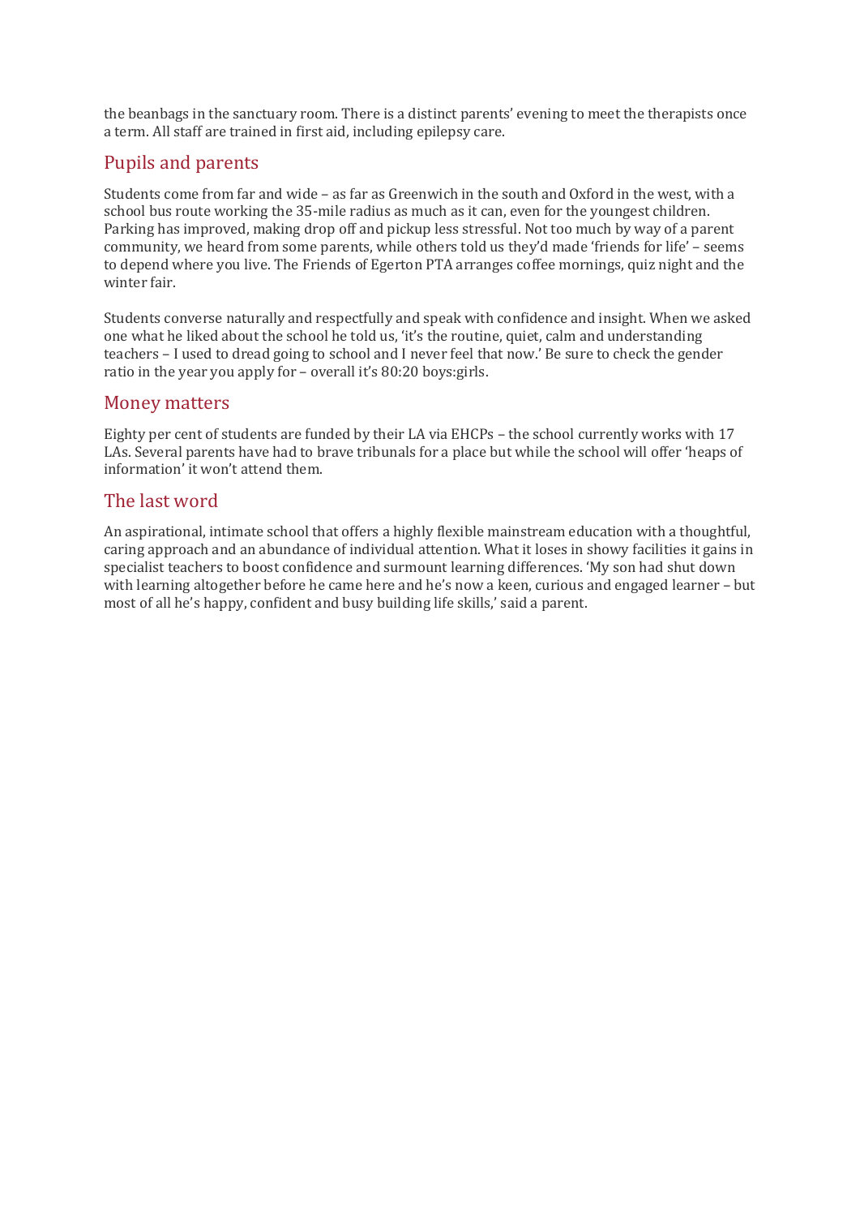the beanbags in the sanctuary room. There is a distinct parents' evening to meet the therapists once a term. All staff are trained in first aid, including epilepsy care.

## Pupils and parents

Students come from far and wide – as far as Greenwich in the south and Oxford in the west, with a school bus route working the 35-mile radius as much as it can, even for the youngest children. Parking has improved, making drop off and pickup less stressful. Not too much by way of a parent community, we heard from some parents, while others told us they'd made 'friends for life' – seems to depend where you live. The Friends of Egerton PTA arranges coffee mornings, quiz night and the winter fair.

Students converse naturally and respectfully and speak with confidence and insight. When we asked one what he liked about the school he told us, 'it's the routine, quiet, calm and understanding teachers – I used to dread going to school and I never feel that now.' Be sure to check the gender ratio in the year you apply for – overall it's 80:20 boys:girls.

## Money matters

Eighty per cent of students are funded by their LA via EHCPs – the school currently works with 17 LAs. Several parents have had to brave tribunals for a place but while the school will offer 'heaps of information' it won't attend them.

## The last word

An aspirational, intimate school that offers a highly flexible mainstream education with a thoughtful, caring approach and an abundance of individual attention. What it loses in showy facilities it gains in specialist teachers to boost confidence and surmount learning differences. 'My son had shut down with learning altogether before he came here and he's now a keen, curious and engaged learner – but most of all he's happy, confident and busy building life skills,' said a parent.